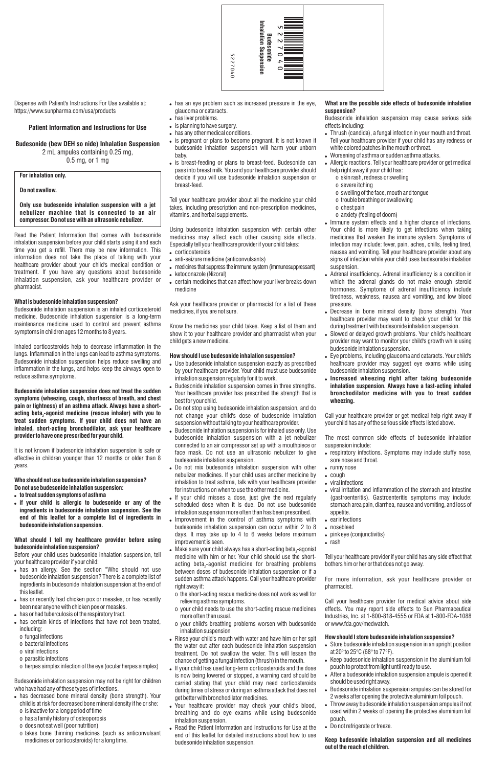5227040

Budesonide Inhalation Suspension

5227040

Dispense with Patient's Instructions For Use available at: https://www.sunpharma.com/usa/products

## Patient Information and Instructions for Use

## Budesonide (bew DEH so nide) Inhalation Suspension

2 mL ampules containing 0.25 mg, 0.5 mg, or 1 mg

**For inhalation only.**

**Do not swallow.**

**Only use budesonide inhalation suspension with a jet nebulizer machine that is connected to an air compressor. Do not use with an ultrasonic nebulizer.**

Read the Patient Information that comes with budesonide inhalation suspension before your child starts using it and each time you get a refill. There may be new information. This information does not take the place of talking with your healthcare provider about your child's medical condition or treatment. If you have any questions about budesonide inhalation suspension, ask your healthcare provider or pharmacist.

### What is budesonide inhalation suspension?

Budesonide inhalation suspension is an inhaled corticosteroid medicine. Budesonide inhalation suspension is a long-term maintenance medicine used to control and prevent asthma symptoms in children ages 12 months to 8 years.

Inhaled corticosteroids help to decrease inflammation in the lungs. Inflammation in the lungs can lead to asthma symptoms. Budesonide inhalation suspension helps reduce swelling and inflammation in the lungs, and helps keep the airways open to reduce asthma symptoms.

**Budesonide inhalation suspension does not treat the sudden symptoms (wheezing, cough, shortness of breath, and chest pain or tightness) of an asthma attack. Always have a short-acting beta$_2$-agonist medicine (rescue inhaler) with you to treat sudden symptoms. If your child does not have an inhaled, short-acting bronchodilator, ask your healthcare provider to have one prescribed for your child.**

It is not known if budesonide inhalation suspension is safe or effective in children younger than 12 months or older than 8 years.

### Who should not use budesonide inhalation suspension?

**Do not use budesonide inhalation suspension:**

- **to treat sudden symptoms of asthma**
- **if your child is allergic to budesonide or any of the ingredients in budesonide inhalation suspension. See the end of this leaflet for a complete list of ingredients in budesonide inhalation suspension.**

### What should I tell my healthcare provider before using budesonide inhalation suspension?

Before your child uses budesonide inhalation suspension, tell your healthcare provider if your child:

- has an allergy. See the section "Who should not use budesonide inhalation suspension? There is a complete list of ingredients in budesonide inhalation suspension at the end of this leaflet.
- has or recently had chicken pox or measles, or has recently been near anyone with chicken pox or measles.
- has or had tuberculosis of the respiratory tract.
- has certain kinds of infections that have not been treated, including:
  - o fungal infections
  - o bacterial infections
  - o viral infections
  - o parasitic infections
  - o herpes simplex infection of the eye (ocular herpes simplex)

Budesonide inhalation suspension may not be right for children who have had any of these types of infections.

- has decreased bone mineral density (bone strength). Your child is at risk for decreased bone mineral density if he or she:
  - o is inactive for a long period of time
  - o has a family history of osteoporosis
  - o does not eat well (poor nutrition)
  - o takes bone thinning medicines (such as anticonvulsant medicines or corticosteroids) for a long time.
- has an eye problem such as increased pressure in the eye, glaucoma or cataracts.
- has liver problems.
- is planning to have surgery.
- has any other medical conditions.
- is pregnant or plans to become pregnant. It is not known if budesonide inhalation suspension will harm your unborn baby.
- is breast-feeding or plans to breast-feed. Budesonide can pass into breast milk. You and your healthcare provider should decide if you will use budesonide inhalation suspension or breast-feed.

Tell your healthcare provider about all the medicine your child takes, including prescription and non-prescription medicines, vitamins, and herbal supplements.

Using budesonide inhalation suspension with certain other medicines may affect each other causing side effects. Especially tell your healthcare provider if your child takes:

- corticosteroids
- anti-seizure medicine (anticonvulsants)
- medicines that suppress the immune system (immunosuppressant)
- ketoconazole (Nizoral)
- certain medicines that can affect how your liver breaks down medicine

Ask your healthcare provider or pharmacist for a list of these medicines, if you are not sure.

Know the medicines your child takes. Keep a list of them and show it to your healthcare provider and pharmacist when your child gets a new medicine.

### How should I use budesonide inhalation suspension?

- Use budesonide inhalation suspension exactly as prescribed by your healthcare provider. Your child must use budesonide inhalation suspension regularly for it to work.
- Budesonide inhalation suspension comes in three strengths. Your healthcare provider has prescribed the strength that is best for your child.
- Do not stop using budesonide inhalation suspension, and do not change your child's dose of budesonide inhalation suspension without talking to your healthcare provider.
- Budesonide inhalation suspension is for inhaled use only. Use budesonide inhalation suspension with a jet nebulizer connected to an air compressor set up with a mouthpiece or face mask. Do not use an ultrasonic nebulizer to give budesonide inhalation suspension.
- Do not mix budesonide inhalation suspension with other nebulizer medicines. If your child uses another medicine by inhalation to treat asthma, talk with your healthcare provider for instructions on when to use the other medicine.
- If your child misses a dose, just give the next regularly scheduled dose when it is due. Do not use budesonide inhalation suspension more often than has been prescribed.
- Improvement in the control of asthma symptoms with budesonide inhalation suspension can occur within 2 to 8 days. It may take up to 4 to 6 weeks before maximum improvement is seen.
- Make sure your child always has a short-acting beta$_2$-agonist medicine with him or her. Your child should use the short-acting beta$_2$-agonist medicine for breathing problems between doses of budesonide inhalation suspension or if a sudden asthma attack happens. Call your healthcare provider right away if:
  - o the short-acting rescue medicine does not work as well for relieving asthma symptoms.
  - o your child needs to use the short-acting rescue medicines more often than usual.
  - o your child's breathing problems worsen with budesonide inhalation suspension
- Rinse your child's mouth with water and have him or her spit the water out after each budesonide inhalation suspension treatment. Do not swallow the water. This will lessen the chance of getting a fungal infection (thrush) in the mouth.
- If your child has used long-term corticosteroids and the dose is now being lowered or stopped, a warning card should be carried stating that your child may need corticosteroids during times of stress or during an asthma attack that does not get better with bronchodilator medicines.
- Your healthcare provider may check your child's blood, breathing and do eye exams while using budesonide inhalation suspension.
- Read the Patient Information and Instructions for Use at the end of this leaflet for detailed instructions about how to use budesonide inhalation suspension.

### What are the possible side effects of budesonide inhalation suspension?

Budesonide inhalation suspension may cause serious side effects including:

- Thrush (candida), a fungal infection in your mouth and throat. Tell your healthcare provider if your child has any redness or white colored patches in the mouth or throat.
- Worsening of asthma or sudden asthma attacks.
- Allergic reactions. Tell your healthcare provider or get medical help right away if your child has:
  - o skin rash, redness or swelling
  - o severe itching
  - o swelling of the face, mouth and tongue
  - o trouble breathing or swallowing
  - o chest pain
  - o anxiety (feeling of doom)
- Immune system effects and a higher chance of infections. Your child is more likely to get infections when taking medicines that weaken the immune system. Symptoms of infection may include: fever, pain, aches, chills, feeling tired, nausea and vomiting. Tell your healthcare provider about any signs of infection while your child uses budesonide inhalation suspension.
- Adrenal insufficiency**.** Adrenal insufficiency is a condition in which the adrenal glands do not make enough steroid hormones. Symptoms of adrenal insufficiency include tiredness, weakness, nausea and vomiting, and low blood pressure.
- Decrease in bone mineral density (bone strength). Your healthcare provider may want to check your child for this during treatment with budesonide inhalation suspension.
- Slowed or delayed growth problems. Your child's healthcare provider may want to monitor your child's growth while using budesonide inhalation suspension.
- Eye problems, including glaucoma and cataracts. Your child's healthcare provider may suggest eye exams while using budesonide inhalation suspension.
- **Increased wheezing right after taking budesonide inhalation suspension. Always have a fast-acting inhaled bronchodilator medicine with you to treat sudden wheezing.**

Call your healthcare provider or get medical help right away if your child has any of the serious side effects listed above.

The most common side effects of budesonide inhalation suspension include:

- respiratory infections. Symptoms may include stuffy nose, sore nose and throat.
- runny nose
- cough
- viral infections
- viral irritation and inflammation of the stomach and intestine (gastroenteritis). Gastroenteritis symptoms may include: stomach area pain, diarrhea, nausea and vomiting, and loss of appetite.
- ear infections
- nosebleed
- pink eye (conjunctivitis)
- rash

Tell your healthcare provider if your child has any side effect that bothers him or her or that does not go away.

For more information, ask your healthcare provider or pharmacist.

Call your healthcare provider for medical advice about side effects. You may report side effects to Sun Pharmaceutical Industries, Inc. at 1-800-818-4555 or FDA at 1-800-FDA-1088 or www.fda.gov/medwatch.

### How should I store budesonide inhalation suspension?

- Store budesonide inhalation suspension in an upright position at 20° to 25°C (68° to 77°F).
- Keep budesonide inhalation suspension in the aluminium foil pouch to protect from light until ready to use.
- After a budesonide inhalation suspension ampule is opened it should be used right away.
- Budesonide inhalation suspension ampules can be stored for 2 weeks after opening the protective aluminium foil pouch.
- Throw away budesonide inhalation suspension ampules if not used within 2 weeks of opening the protective aluminium foil pouch.
- Do not refrigerate or freeze.

**Keep budesonide inhalation suspension and all medicines out of the reach of children.**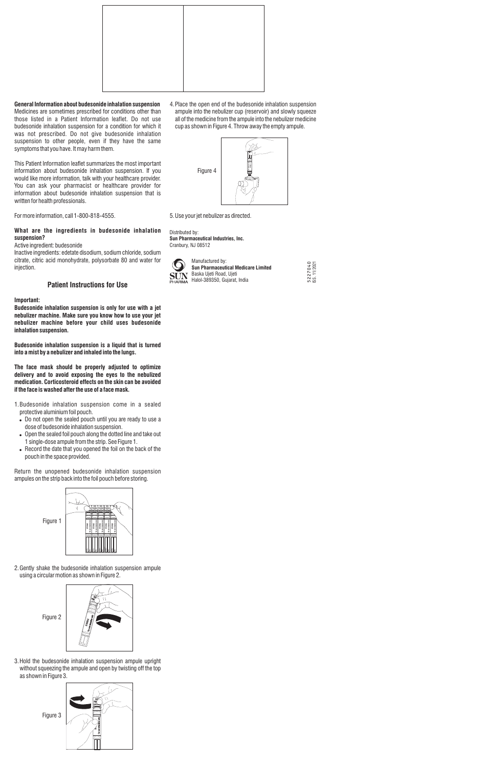**General Information about budesonide inhalation suspension**

Medicines are sometimes prescribed for conditions other than those listed in a Patient Information leaflet. Do not use budesonide inhalation suspension for a condition for which it was not prescribed. Do not give budesonide inhalation suspension to other people, even if they have the same symptoms that you have. It may harm them.

This Patient Information leaflet summarizes the most important information about budesonide inhalation suspension. If you would like more information, talk with your healthcare provider. You can ask your pharmacist or healthcare provider for information about budesonide inhalation suspension that is written for health professionals.

For more information, call 1-800-818-4555.

**What are the ingredients in budesonide inhalation suspension?**

Active ingredient: budesonide

Inactive ingredients: edetate disodium, sodium chloride, sodium citrate, citric acid monohydrate, polysorbate 80 and water for injection.

## Patient Instructions for Use

**Important:**

**Budesonide inhalation suspension is only for use with a jet nebulizer machine. Make sure you know how to use your jet nebulizer machine before your child uses budesonide inhalation suspension.**

**Budesonide inhalation suspension is a liquid that is turned into a mist by a nebulizer and inhaled into the lungs.**

**The face mask should be properly adjusted to optimize delivery and to avoid exposing the eyes to the nebulized medication. Corticosteroid effects on the skin can be avoided if the face is washed after the use of a face mask.**

1. Budesonide inhalation suspension come in a sealed protective aluminium foil pouch.
   - Do not open the sealed pouch until you are ready to use a dose of budesonide inhalation suspension.
   - Open the sealed foil pouch along the dotted line and take out 1 single-dose ampule from the strip. See Figure 1.
   - Record the date that you opened the foil on the back of the pouch in the space provided.

Return the unopened budesonide inhalation suspension ampules on the strip back into the foil pouch before storing.

Figure 1

2. Gently shake the budesonide inhalation suspension ampule using a circular motion as shown in Figure 2.

Figure 2

3. Hold the budesonide inhalation suspension ampule upright without squeezing the ampule and open by twisting off the top as shown in Figure 3.

Figure 3

4. Place the open end of the budesonide inhalation suspension ampule into the nebulizer cup (reservoir) and slowly squeeze all of the medicine from the ampule into the nebulizer medicine cup as shown in Figure 4. Throw away the empty ampule.

Figure 4

5. Use your jet nebulizer as directed.

Distributed by:
**Sun Pharmaceutical Industries, Inc.**
Cranbury, NJ 08512

Manufactured by:
**Sun Pharmaceutical Medicare Limited**
Baska Ujeti Road, Ujeti
Halol-389350, Gujarat, India

5227040
ISS. 11/2021